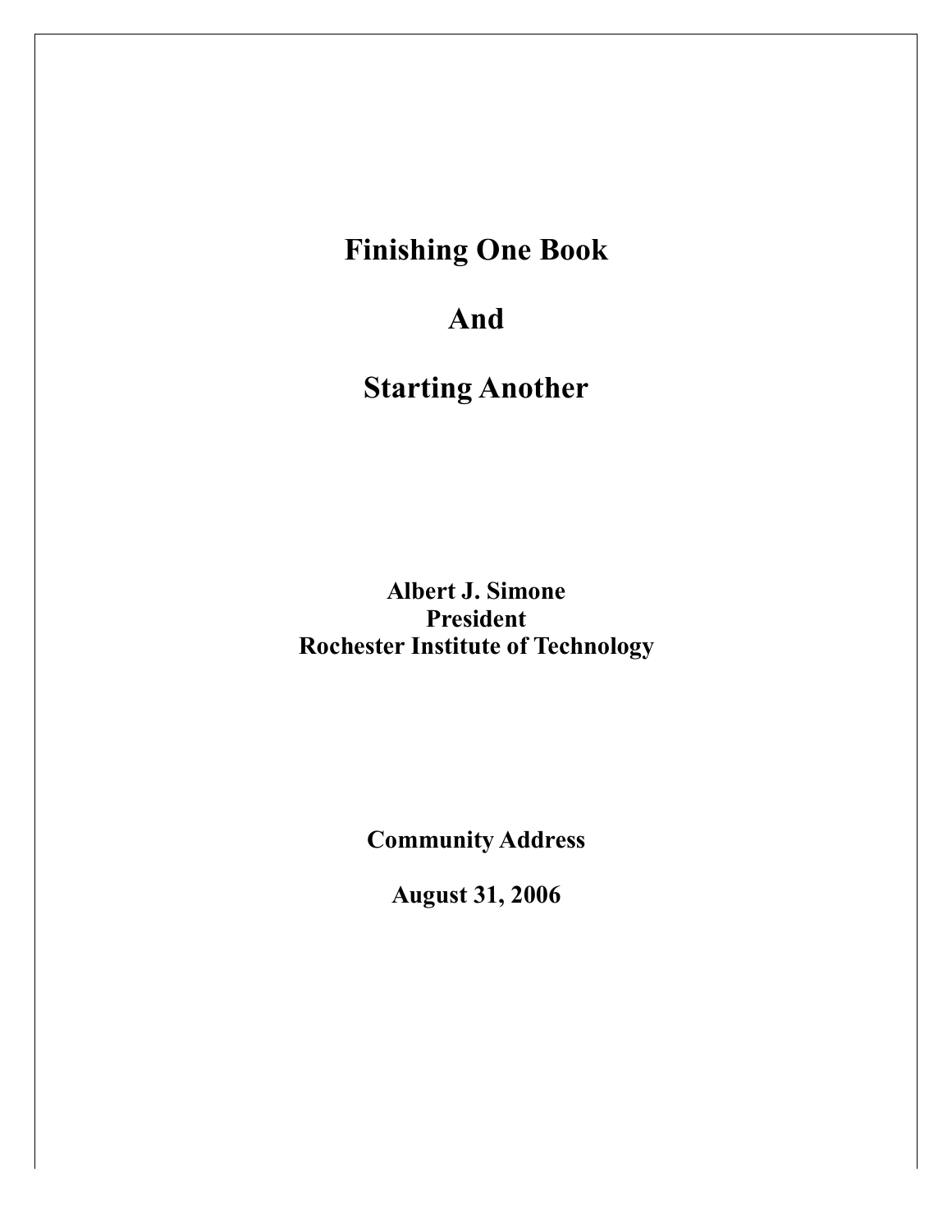# Finishing One Book

# And

# Starting Another

**Albert J. Simone**
**President**
**Rochester Institute of Technology**

**Community Address**

**August 31, 2006**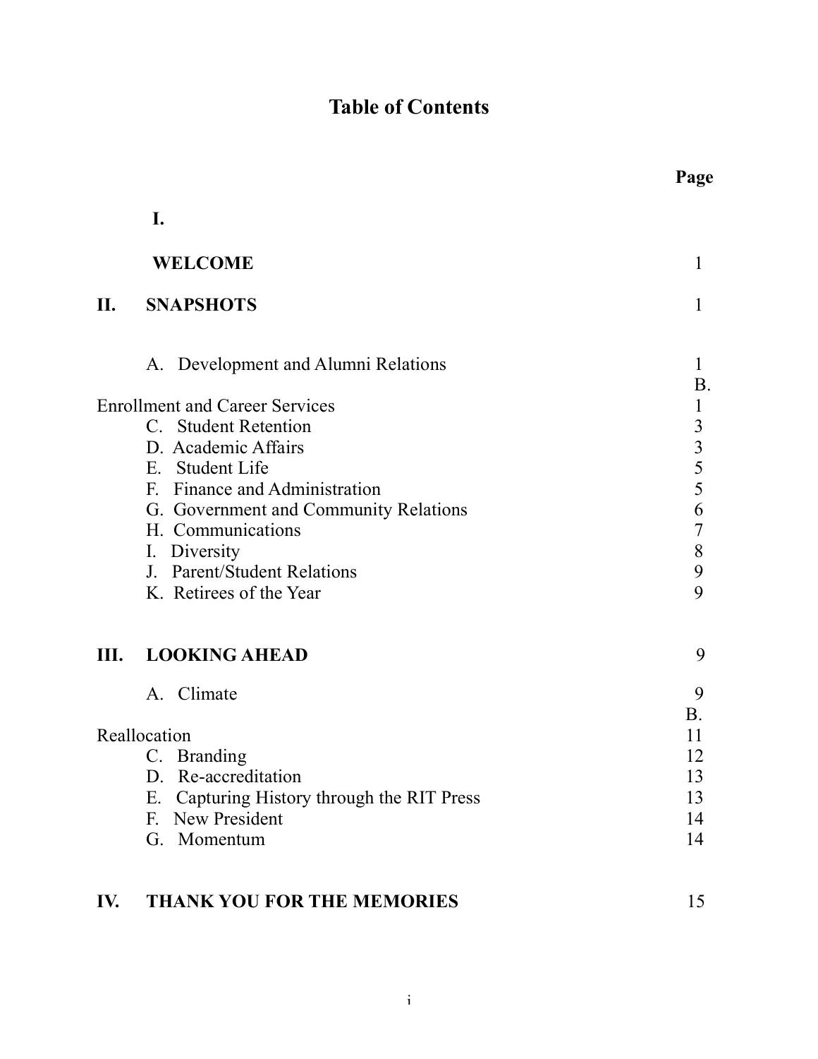# Table of Contents

| | | Page |
|---|---|---|
| **I.** | **WELCOME** | 1 |
| **II.** | **SNAPSHOTS** | 1 |
| | A. Development and Alumni Relations | 1 |
| | B. Enrollment and Career Services | 1 |
| | C. Student Retention | 3 |
| | D. Academic Affairs | 3 |
| | E. Student Life | 5 |
| | F. Finance and Administration | 5 |
| | G. Government and Community Relations | 6 |
| | H. Communications | 7 |
| | I. Diversity | 8 |
| | J. Parent/Student Relations | 9 |
| | K. Retirees of the Year | 9 |
| **III.** | **LOOKING AHEAD** | 9 |
| | A. Climate | 9 |
| | B. Reallocation | 11 |
| | C. Branding | 12 |
| | D. Re-accreditation | 13 |
| | E. Capturing History through the RIT Press | 13 |
| | F. New President | 14 |
| | G. Momentum | 14 |
| **IV.** | **THANK YOU FOR THE MEMORIES** | 15 |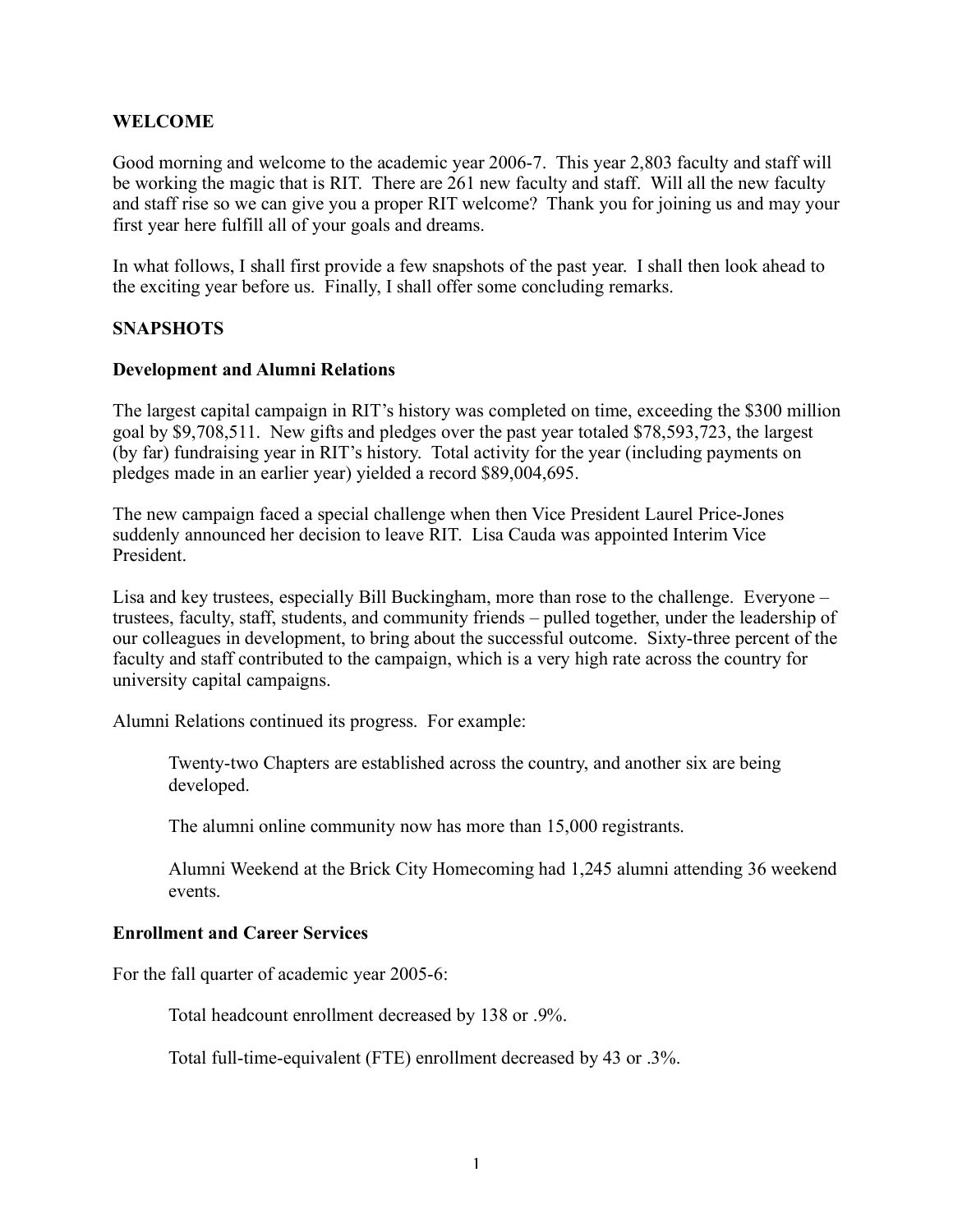## WELCOME

Good morning and welcome to the academic year 2006-7. This year 2,803 faculty and staff will be working the magic that is RIT. There are 261 new faculty and staff. Will all the new faculty and staff rise so we can give you a proper RIT welcome? Thank you for joining us and may your first year here fulfill all of your goals and dreams.

In what follows, I shall first provide a few snapshots of the past year. I shall then look ahead to the exciting year before us. Finally, I shall offer some concluding remarks.

## SNAPSHOTS

### Development and Alumni Relations

The largest capital campaign in RIT's history was completed on time, exceeding the $300 million goal by $9,708,511. New gifts and pledges over the past year totaled $78,593,723, the largest (by far) fundraising year in RIT's history. Total activity for the year (including payments on pledges made in an earlier year) yielded a record $89,004,695.

The new campaign faced a special challenge when then Vice President Laurel Price-Jones suddenly announced her decision to leave RIT. Lisa Cauda was appointed Interim Vice President.

Lisa and key trustees, especially Bill Buckingham, more than rose to the challenge. Everyone – trustees, faculty, staff, students, and community friends – pulled together, under the leadership of our colleagues in development, to bring about the successful outcome. Sixty-three percent of the faculty and staff contributed to the campaign, which is a very high rate across the country for university capital campaigns.

Alumni Relations continued its progress. For example:

> Twenty-two Chapters are established across the country, and another six are being developed.
>
> The alumni online community now has more than 15,000 registrants.
>
> Alumni Weekend at the Brick City Homecoming had 1,245 alumni attending 36 weekend events.

### Enrollment and Career Services

For the fall quarter of academic year 2005-6:

> Total headcount enrollment decreased by 138 or .9%.
>
> Total full-time-equivalent (FTE) enrollment decreased by 43 or .3%.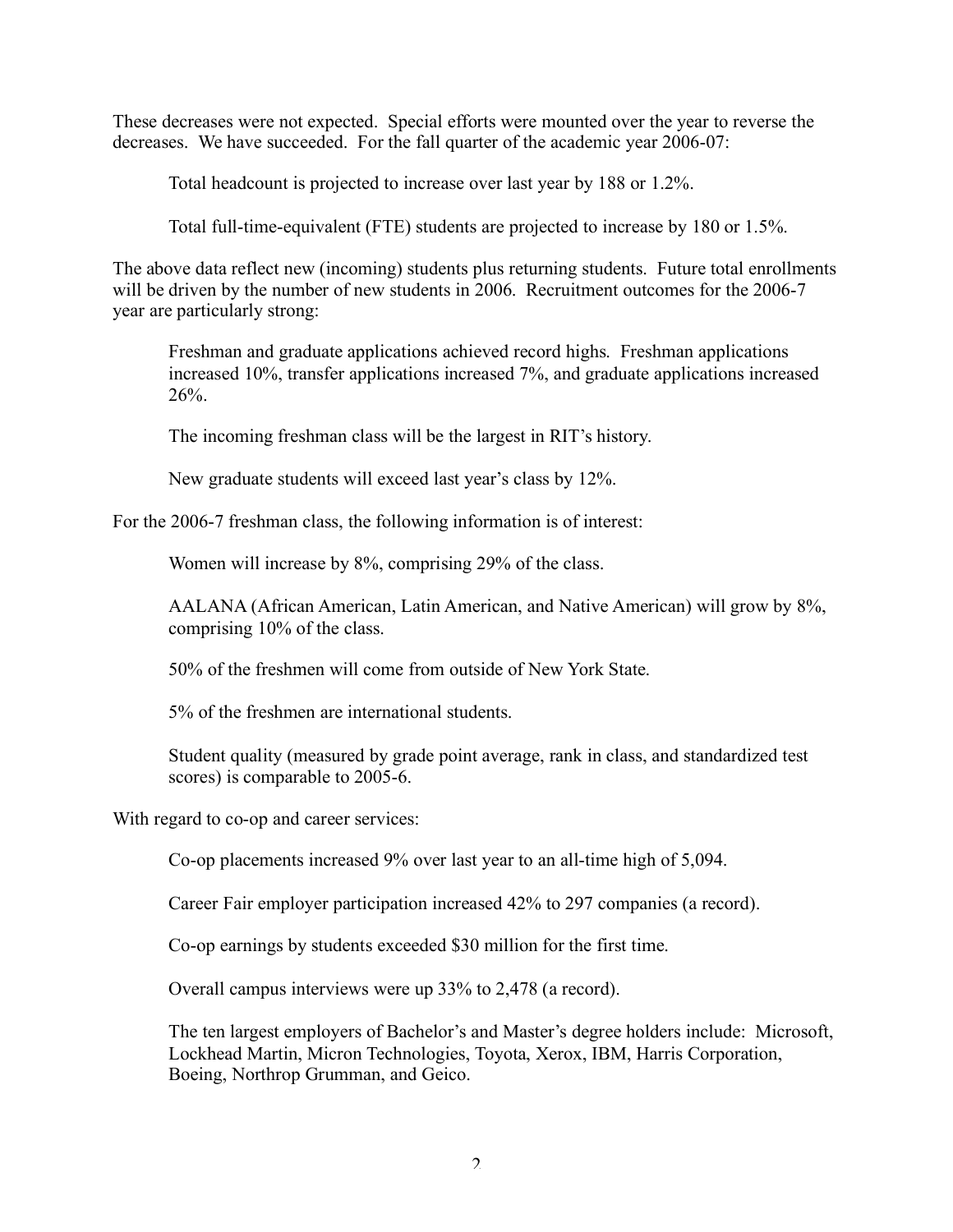These decreases were not expected. Special efforts were mounted over the year to reverse the decreases. We have succeeded. For the fall quarter of the academic year 2006-07:

Total headcount is projected to increase over last year by 188 or 1.2%.

Total full-time-equivalent (FTE) students are projected to increase by 180 or 1.5%.

The above data reflect new (incoming) students plus returning students. Future total enrollments will be driven by the number of new students in 2006. Recruitment outcomes for the 2006-7 year are particularly strong:

Freshman and graduate applications achieved record highs. Freshman applications increased 10%, transfer applications increased 7%, and graduate applications increased 26%.

The incoming freshman class will be the largest in RIT's history.

New graduate students will exceed last year's class by 12%.

For the 2006-7 freshman class, the following information is of interest:

Women will increase by 8%, comprising 29% of the class.

AALANA (African American, Latin American, and Native American) will grow by 8%, comprising 10% of the class.

50% of the freshmen will come from outside of New York State.

5% of the freshmen are international students.

Student quality (measured by grade point average, rank in class, and standardized test scores) is comparable to 2005-6.

With regard to co-op and career services:

Co-op placements increased 9% over last year to an all-time high of 5,094.

Career Fair employer participation increased 42% to 297 companies (a record).

Co-op earnings by students exceeded $30 million for the first time.

Overall campus interviews were up 33% to 2,478 (a record).

The ten largest employers of Bachelor's and Master's degree holders include: Microsoft, Lockhead Martin, Micron Technologies, Toyota, Xerox, IBM, Harris Corporation, Boeing, Northrop Grumman, and Geico.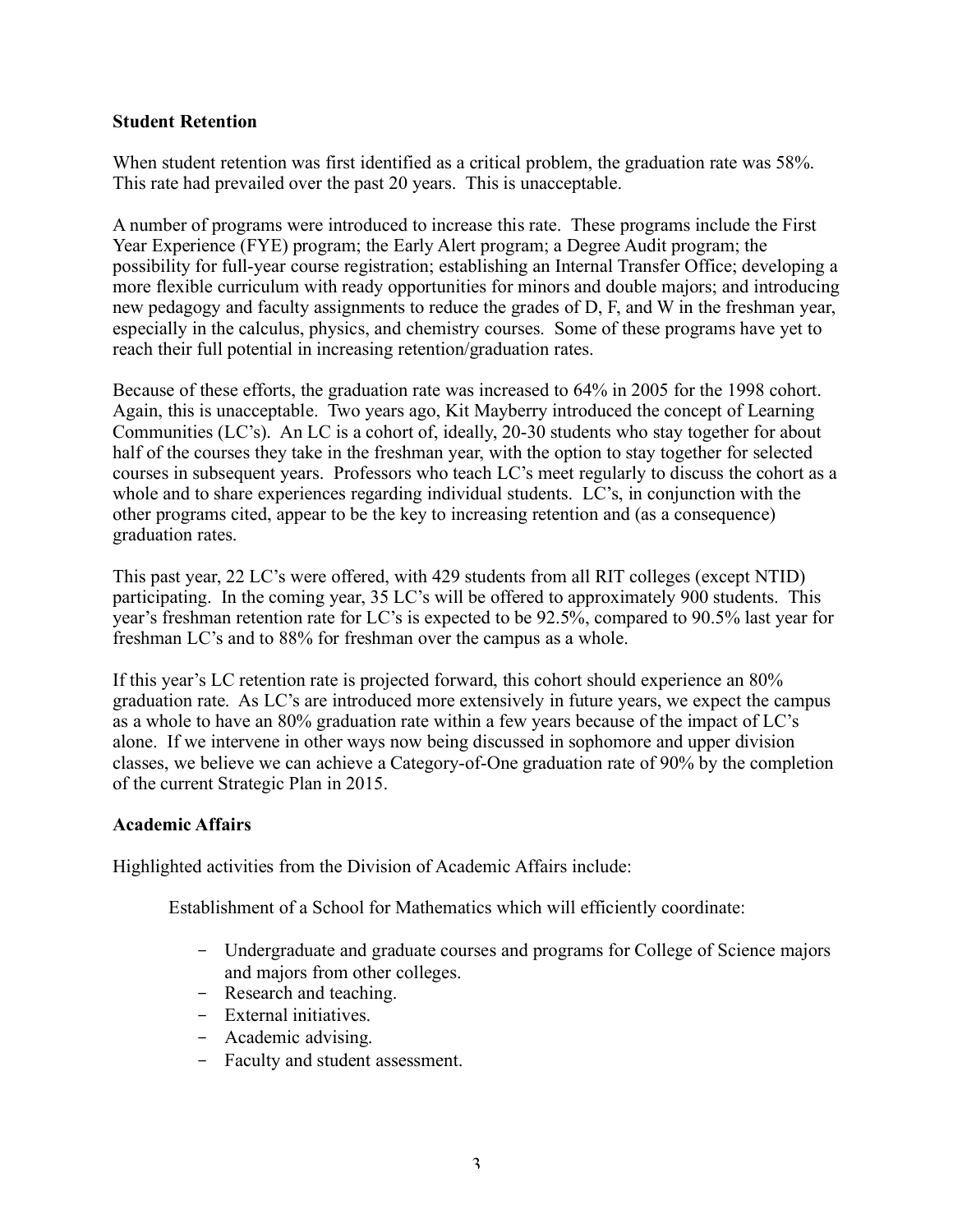**Student Retention**

When student retention was first identified as a critical problem, the graduation rate was 58%. This rate had prevailed over the past 20 years. This is unacceptable.

A number of programs were introduced to increase this rate. These programs include the First Year Experience (FYE) program; the Early Alert program; a Degree Audit program; the possibility for full-year course registration; establishing an Internal Transfer Office; developing a more flexible curriculum with ready opportunities for minors and double majors; and introducing new pedagogy and faculty assignments to reduce the grades of D, F, and W in the freshman year, especially in the calculus, physics, and chemistry courses. Some of these programs have yet to reach their full potential in increasing retention/graduation rates.

Because of these efforts, the graduation rate was increased to 64% in 2005 for the 1998 cohort. Again, this is unacceptable. Two years ago, Kit Mayberry introduced the concept of Learning Communities (LC's). An LC is a cohort of, ideally, 20-30 students who stay together for about half of the courses they take in the freshman year, with the option to stay together for selected courses in subsequent years. Professors who teach LC's meet regularly to discuss the cohort as a whole and to share experiences regarding individual students. LC's, in conjunction with the other programs cited, appear to be the key to increasing retention and (as a consequence) graduation rates.

This past year, 22 LC's were offered, with 429 students from all RIT colleges (except NTID) participating. In the coming year, 35 LC's will be offered to approximately 900 students. This year's freshman retention rate for LC's is expected to be 92.5%, compared to 90.5% last year for freshman LC's and to 88% for freshman over the campus as a whole.

If this year's LC retention rate is projected forward, this cohort should experience an 80% graduation rate. As LC's are introduced more extensively in future years, we expect the campus as a whole to have an 80% graduation rate within a few years because of the impact of LC's alone. If we intervene in other ways now being discussed in sophomore and upper division classes, we believe we can achieve a Category-of-One graduation rate of 90% by the completion of the current Strategic Plan in 2015.

**Academic Affairs**

Highlighted activities from the Division of Academic Affairs include:

Establishment of a School for Mathematics which will efficiently coordinate:

- Undergraduate and graduate courses and programs for College of Science majors and majors from other colleges.
- Research and teaching.
- External initiatives.
- Academic advising.
- Faculty and student assessment.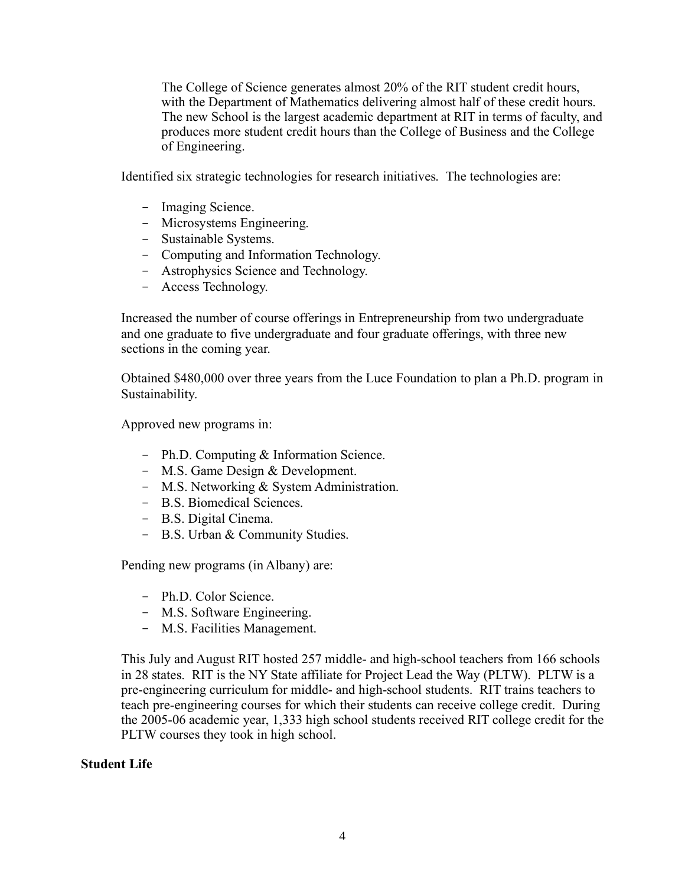The College of Science generates almost 20% of the RIT student credit hours, with the Department of Mathematics delivering almost half of these credit hours. The new School is the largest academic department at RIT in terms of faculty, and produces more student credit hours than the College of Business and the College of Engineering.

Identified six strategic technologies for research initiatives. The technologies are:

- Imaging Science.
- Microsystems Engineering.
- Sustainable Systems.
- Computing and Information Technology.
- Astrophysics Science and Technology.
- Access Technology.

Increased the number of course offerings in Entrepreneurship from two undergraduate and one graduate to five undergraduate and four graduate offerings, with three new sections in the coming year.

Obtained $480,000 over three years from the Luce Foundation to plan a Ph.D. program in Sustainability.

Approved new programs in:

- Ph.D. Computing & Information Science.
- M.S. Game Design & Development.
- M.S. Networking & System Administration.
- B.S. Biomedical Sciences.
- B.S. Digital Cinema.
- B.S. Urban & Community Studies.

Pending new programs (in Albany) are:

- Ph.D. Color Science.
- M.S. Software Engineering.
- M.S. Facilities Management.

This July and August RIT hosted 257 middle- and high-school teachers from 166 schools in 28 states. RIT is the NY State affiliate for Project Lead the Way (PLTW). PLTW is a pre-engineering curriculum for middle- and high-school students. RIT trains teachers to teach pre-engineering courses for which their students can receive college credit. During the 2005-06 academic year, 1,333 high school students received RIT college credit for the PLTW courses they took in high school.

**Student Life**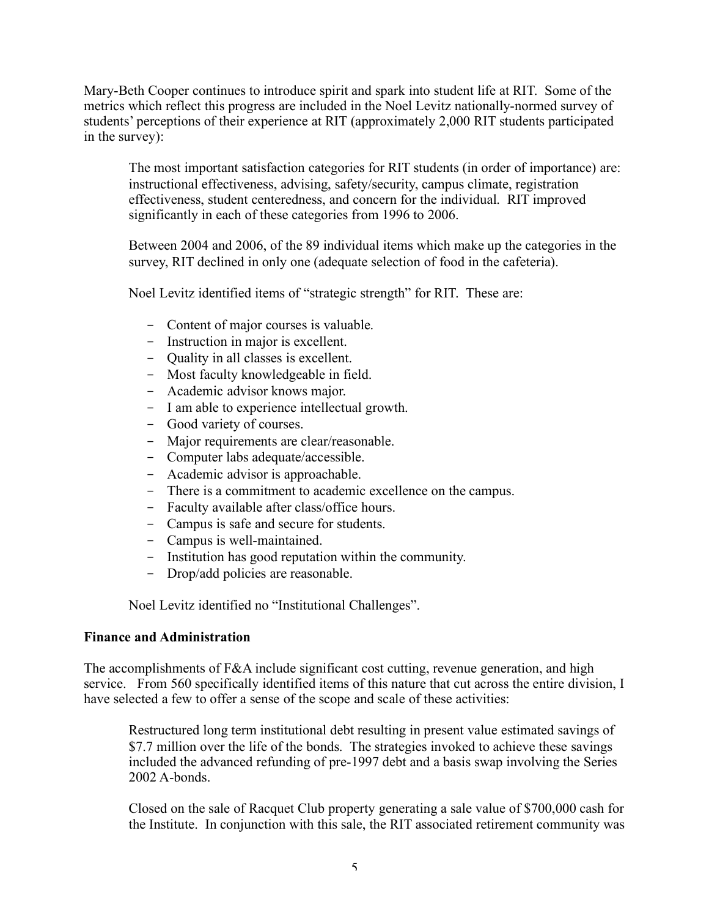Mary-Beth Cooper continues to introduce spirit and spark into student life at RIT. Some of the metrics which reflect this progress are included in the Noel Levitz nationally-normed survey of students' perceptions of their experience at RIT (approximately 2,000 RIT students participated in the survey):

> The most important satisfaction categories for RIT students (in order of importance) are: instructional effectiveness, advising, safety/security, campus climate, registration effectiveness, student centeredness, and concern for the individual. RIT improved significantly in each of these categories from 1996 to 2006.
>
> Between 2004 and 2006, of the 89 individual items which make up the categories in the survey, RIT declined in only one (adequate selection of food in the cafeteria).
>
> Noel Levitz identified items of "strategic strength" for RIT. These are:
>
> - Content of major courses is valuable.
> - Instruction in major is excellent.
> - Quality in all classes is excellent.
> - Most faculty knowledgeable in field.
> - Academic advisor knows major.
> - I am able to experience intellectual growth.
> - Good variety of courses.
> - Major requirements are clear/reasonable.
> - Computer labs adequate/accessible.
> - Academic advisor is approachable.
> - There is a commitment to academic excellence on the campus.
> - Faculty available after class/office hours.
> - Campus is safe and secure for students.
> - Campus is well-maintained.
> - Institution has good reputation within the community.
> - Drop/add policies are reasonable.
>
> Noel Levitz identified no "Institutional Challenges".

**Finance and Administration**

The accomplishments of F&A include significant cost cutting, revenue generation, and high service. From 560 specifically identified items of this nature that cut across the entire division, I have selected a few to offer a sense of the scope and scale of these activities:

> Restructured long term institutional debt resulting in present value estimated savings of $7.7 million over the life of the bonds. The strategies invoked to achieve these savings included the advanced refunding of pre-1997 debt and a basis swap involving the Series 2002 A-bonds.
>
> Closed on the sale of Racquet Club property generating a sale value of $700,000 cash for the Institute. In conjunction with this sale, the RIT associated retirement community was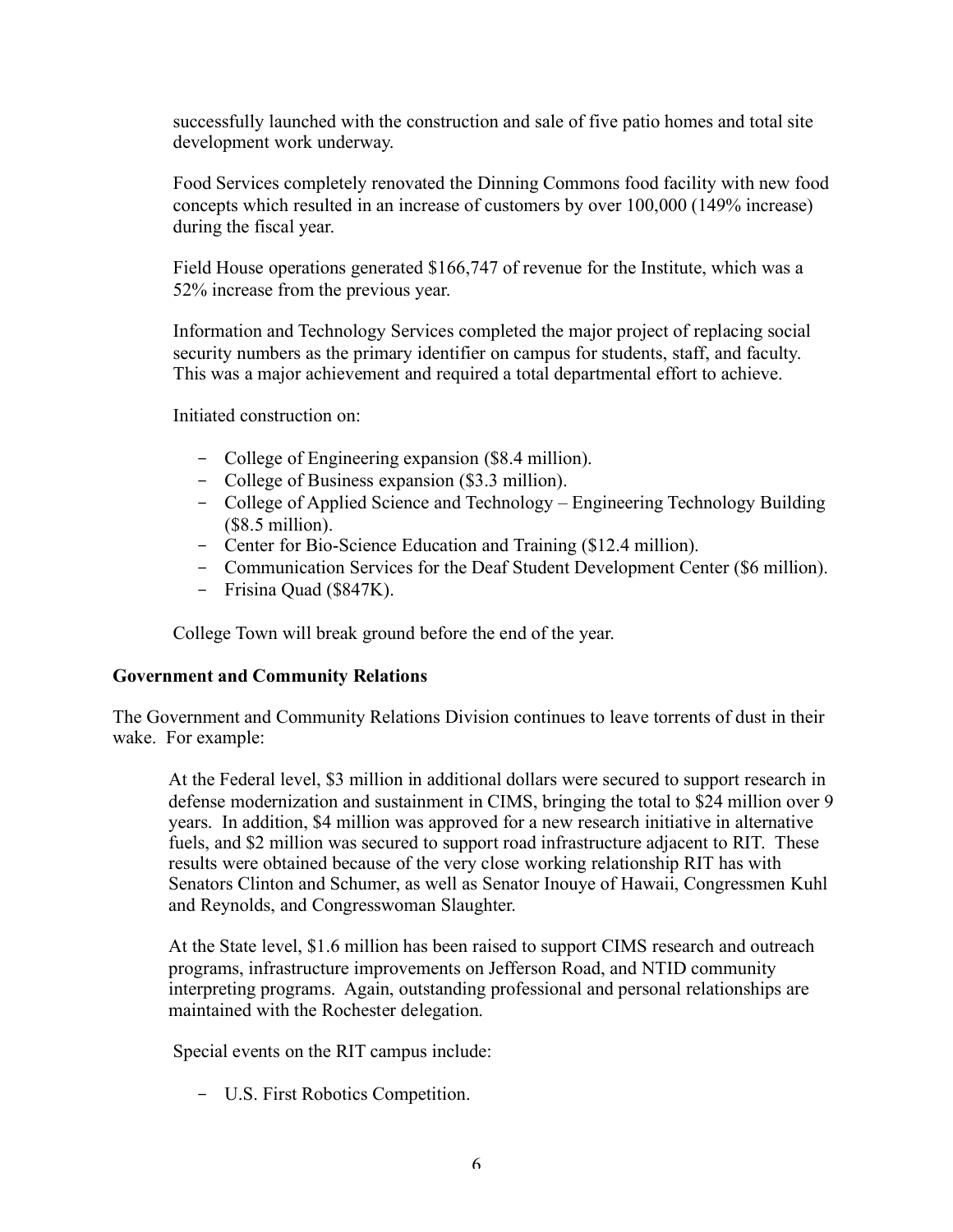successfully launched with the construction and sale of five patio homes and total site development work underway.

Food Services completely renovated the Dinning Commons food facility with new food concepts which resulted in an increase of customers by over 100,000 (149% increase) during the fiscal year.

Field House operations generated $166,747 of revenue for the Institute, which was a 52% increase from the previous year.

Information and Technology Services completed the major project of replacing social security numbers as the primary identifier on campus for students, staff, and faculty. This was a major achievement and required a total departmental effort to achieve.

Initiated construction on:

- College of Engineering expansion ($8.4 million).
- College of Business expansion ($3.3 million).
- College of Applied Science and Technology – Engineering Technology Building ($8.5 million).
- Center for Bio-Science Education and Training ($12.4 million).
- Communication Services for the Deaf Student Development Center ($6 million).
- Frisina Quad ($847K).

College Town will break ground before the end of the year.

**Government and Community Relations**

The Government and Community Relations Division continues to leave torrents of dust in their wake. For example:

At the Federal level, $3 million in additional dollars were secured to support research in defense modernization and sustainment in CIMS, bringing the total to $24 million over 9 years. In addition, $4 million was approved for a new research initiative in alternative fuels, and $2 million was secured to support road infrastructure adjacent to RIT. These results were obtained because of the very close working relationship RIT has with Senators Clinton and Schumer, as well as Senator Inouye of Hawaii, Congressmen Kuhl and Reynolds, and Congresswoman Slaughter.

At the State level, $1.6 million has been raised to support CIMS research and outreach programs, infrastructure improvements on Jefferson Road, and NTID community interpreting programs. Again, outstanding professional and personal relationships are maintained with the Rochester delegation.

Special events on the RIT campus include:

- U.S. First Robotics Competition.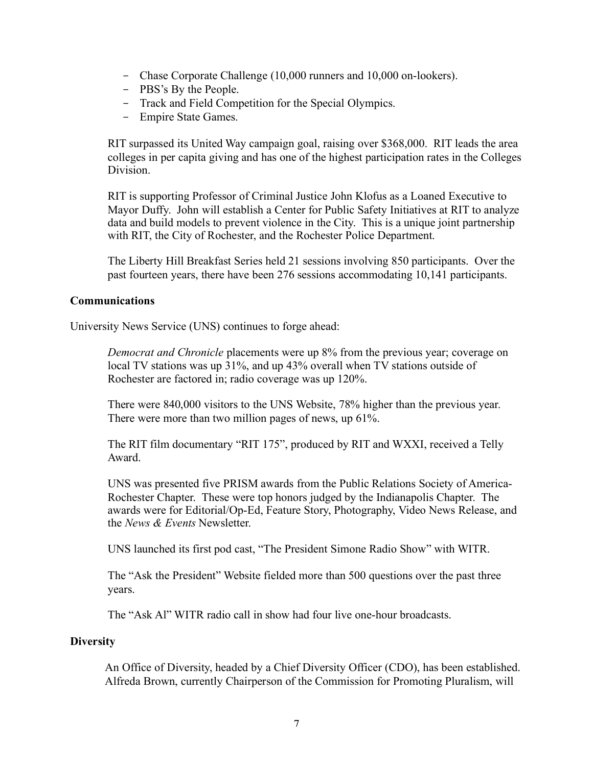- Chase Corporate Challenge (10,000 runners and 10,000 on-lookers).
- PBS's By the People.
- Track and Field Competition for the Special Olympics.
- Empire State Games.

RIT surpassed its United Way campaign goal, raising over $368,000. RIT leads the area colleges in per capita giving and has one of the highest participation rates in the Colleges Division.

RIT is supporting Professor of Criminal Justice John Klofus as a Loaned Executive to Mayor Duffy. John will establish a Center for Public Safety Initiatives at RIT to analyze data and build models to prevent violence in the City. This is a unique joint partnership with RIT, the City of Rochester, and the Rochester Police Department.

The Liberty Hill Breakfast Series held 21 sessions involving 850 participants. Over the past fourteen years, there have been 276 sessions accommodating 10,141 participants.

**Communications**

University News Service (UNS) continues to forge ahead:

*Democrat and Chronicle* placements were up 8% from the previous year; coverage on local TV stations was up 31%, and up 43% overall when TV stations outside of Rochester are factored in; radio coverage was up 120%.

There were 840,000 visitors to the UNS Website, 78% higher than the previous year. There were more than two million pages of news, up 61%.

The RIT film documentary "RIT 175", produced by RIT and WXXI, received a Telly Award.

UNS was presented five PRISM awards from the Public Relations Society of America-Rochester Chapter. These were top honors judged by the Indianapolis Chapter. The awards were for Editorial/Op-Ed, Feature Story, Photography, Video News Release, and the *News & Events* Newsletter.

UNS launched its first pod cast, "The President Simone Radio Show" with WITR.

The "Ask the President" Website fielded more than 500 questions over the past three years.

The "Ask Al" WITR radio call in show had four live one-hour broadcasts.

**Diversity**

An Office of Diversity, headed by a Chief Diversity Officer (CDO), has been established. Alfreda Brown, currently Chairperson of the Commission for Promoting Pluralism, will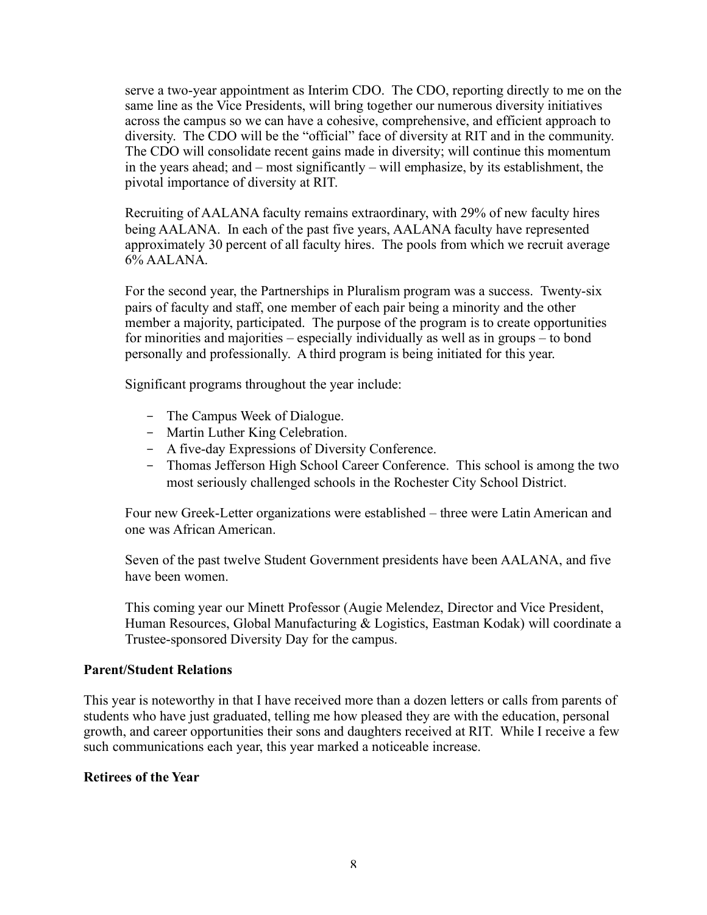serve a two-year appointment as Interim CDO. The CDO, reporting directly to me on the same line as the Vice Presidents, will bring together our numerous diversity initiatives across the campus so we can have a cohesive, comprehensive, and efficient approach to diversity. The CDO will be the "official" face of diversity at RIT and in the community. The CDO will consolidate recent gains made in diversity; will continue this momentum in the years ahead; and – most significantly – will emphasize, by its establishment, the pivotal importance of diversity at RIT.

Recruiting of AALANA faculty remains extraordinary, with 29% of new faculty hires being AALANA. In each of the past five years, AALANA faculty have represented approximately 30 percent of all faculty hires. The pools from which we recruit average 6% AALANA.

For the second year, the Partnerships in Pluralism program was a success. Twenty-six pairs of faculty and staff, one member of each pair being a minority and the other member a majority, participated. The purpose of the program is to create opportunities for minorities and majorities – especially individually as well as in groups – to bond personally and professionally. A third program is being initiated for this year.

Significant programs throughout the year include:

- The Campus Week of Dialogue.
- Martin Luther King Celebration.
- A five-day Expressions of Diversity Conference.
- Thomas Jefferson High School Career Conference. This school is among the two most seriously challenged schools in the Rochester City School District.

Four new Greek-Letter organizations were established – three were Latin American and one was African American.

Seven of the past twelve Student Government presidents have been AALANA, and five have been women.

This coming year our Minett Professor (Augie Melendez, Director and Vice President, Human Resources, Global Manufacturing & Logistics, Eastman Kodak) will coordinate a Trustee-sponsored Diversity Day for the campus.

**Parent/Student Relations**

This year is noteworthy in that I have received more than a dozen letters or calls from parents of students who have just graduated, telling me how pleased they are with the education, personal growth, and career opportunities their sons and daughters received at RIT. While I receive a few such communications each year, this year marked a noticeable increase.

**Retirees of the Year**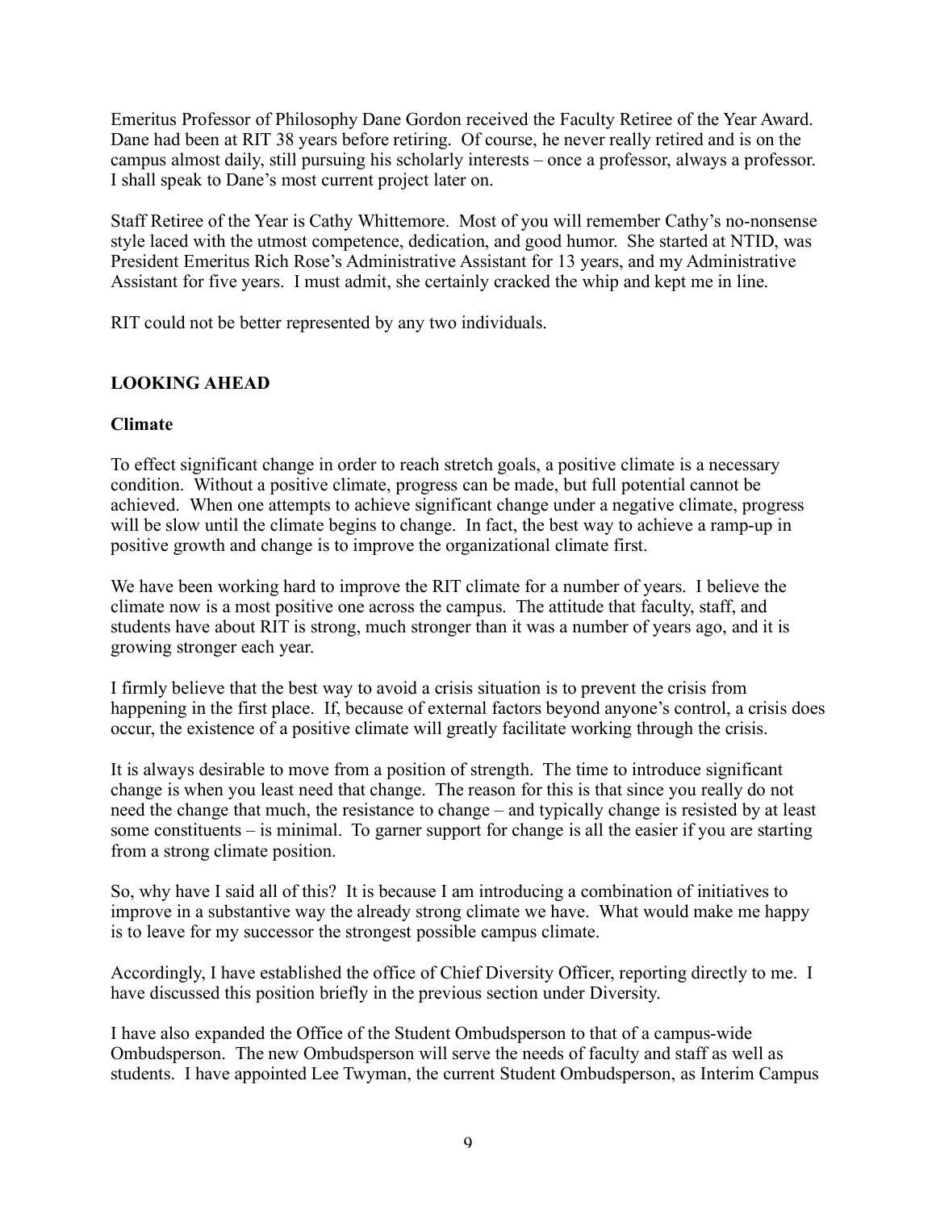Emeritus Professor of Philosophy Dane Gordon received the Faculty Retiree of the Year Award. Dane had been at RIT 38 years before retiring. Of course, he never really retired and is on the campus almost daily, still pursuing his scholarly interests – once a professor, always a professor. I shall speak to Dane's most current project later on.

Staff Retiree of the Year is Cathy Whittemore. Most of you will remember Cathy's no-nonsense style laced with the utmost competence, dedication, and good humor. She started at NTID, was President Emeritus Rich Rose's Administrative Assistant for 13 years, and my Administrative Assistant for five years. I must admit, she certainly cracked the whip and kept me in line.

RIT could not be better represented by any two individuals.

## LOOKING AHEAD

### Climate

To effect significant change in order to reach stretch goals, a positive climate is a necessary condition. Without a positive climate, progress can be made, but full potential cannot be achieved. When one attempts to achieve significant change under a negative climate, progress will be slow until the climate begins to change. In fact, the best way to achieve a ramp-up in positive growth and change is to improve the organizational climate first.

We have been working hard to improve the RIT climate for a number of years. I believe the climate now is a most positive one across the campus. The attitude that faculty, staff, and students have about RIT is strong, much stronger than it was a number of years ago, and it is growing stronger each year.

I firmly believe that the best way to avoid a crisis situation is to prevent the crisis from happening in the first place. If, because of external factors beyond anyone's control, a crisis does occur, the existence of a positive climate will greatly facilitate working through the crisis.

It is always desirable to move from a position of strength. The time to introduce significant change is when you least need that change. The reason for this is that since you really do not need the change that much, the resistance to change – and typically change is resisted by at least some constituents – is minimal. To garner support for change is all the easier if you are starting from a strong climate position.

So, why have I said all of this? It is because I am introducing a combination of initiatives to improve in a substantive way the already strong climate we have. What would make me happy is to leave for my successor the strongest possible campus climate.

Accordingly, I have established the office of Chief Diversity Officer, reporting directly to me. I have discussed this position briefly in the previous section under Diversity.

I have also expanded the Office of the Student Ombudsperson to that of a campus-wide Ombudsperson. The new Ombudsperson will serve the needs of faculty and staff as well as students. I have appointed Lee Twyman, the current Student Ombudsperson, as Interim Campus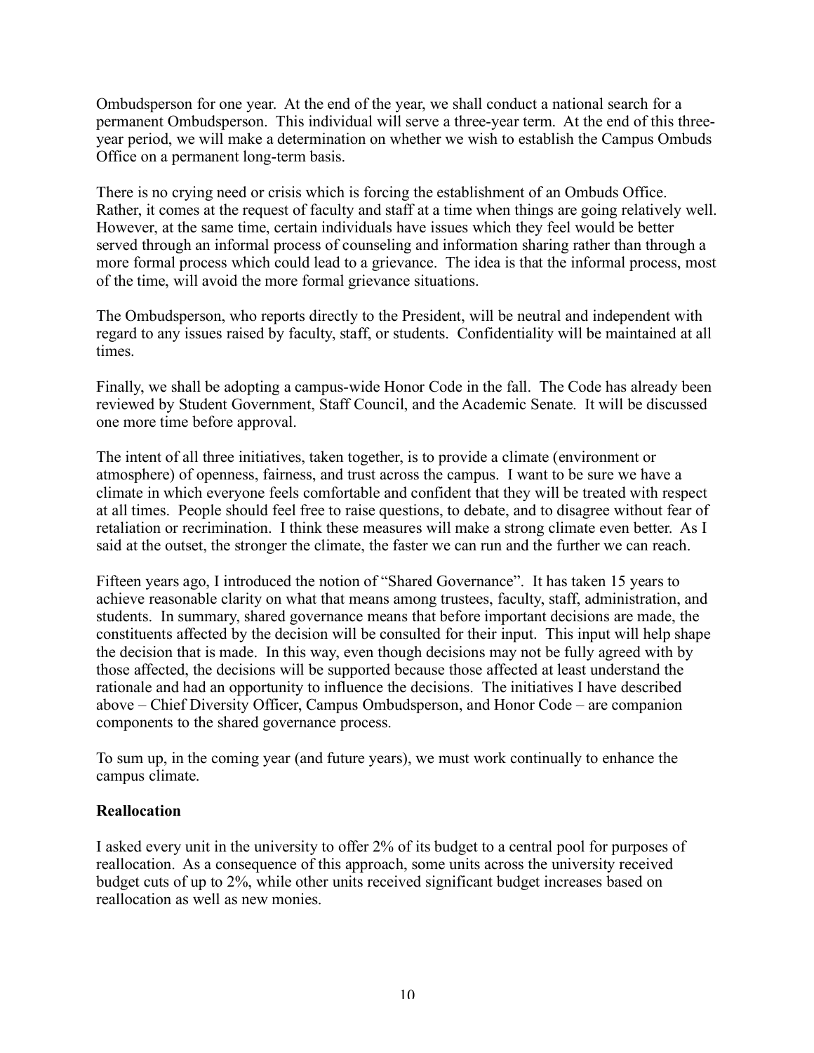Ombudsperson for one year. At the end of the year, we shall conduct a national search for a permanent Ombudsperson. This individual will serve a three-year term. At the end of this three-year period, we will make a determination on whether we wish to establish the Campus Ombuds Office on a permanent long-term basis.

There is no crying need or crisis which is forcing the establishment of an Ombuds Office. Rather, it comes at the request of faculty and staff at a time when things are going relatively well. However, at the same time, certain individuals have issues which they feel would be better served through an informal process of counseling and information sharing rather than through a more formal process which could lead to a grievance. The idea is that the informal process, most of the time, will avoid the more formal grievance situations.

The Ombudsperson, who reports directly to the President, will be neutral and independent with regard to any issues raised by faculty, staff, or students. Confidentiality will be maintained at all times.

Finally, we shall be adopting a campus-wide Honor Code in the fall. The Code has already been reviewed by Student Government, Staff Council, and the Academic Senate. It will be discussed one more time before approval.

The intent of all three initiatives, taken together, is to provide a climate (environment or atmosphere) of openness, fairness, and trust across the campus. I want to be sure we have a climate in which everyone feels comfortable and confident that they will be treated with respect at all times. People should feel free to raise questions, to debate, and to disagree without fear of retaliation or recrimination. I think these measures will make a strong climate even better. As I said at the outset, the stronger the climate, the faster we can run and the further we can reach.

Fifteen years ago, I introduced the notion of "Shared Governance". It has taken 15 years to achieve reasonable clarity on what that means among trustees, faculty, staff, administration, and students. In summary, shared governance means that before important decisions are made, the constituents affected by the decision will be consulted for their input. This input will help shape the decision that is made. In this way, even though decisions may not be fully agreed with by those affected, the decisions will be supported because those affected at least understand the rationale and had an opportunity to influence the decisions. The initiatives I have described above – Chief Diversity Officer, Campus Ombudsperson, and Honor Code – are companion components to the shared governance process.

To sum up, in the coming year (and future years), we must work continually to enhance the campus climate.

**Reallocation**

I asked every unit in the university to offer 2% of its budget to a central pool for purposes of reallocation. As a consequence of this approach, some units across the university received budget cuts of up to 2%, while other units received significant budget increases based on reallocation as well as new monies.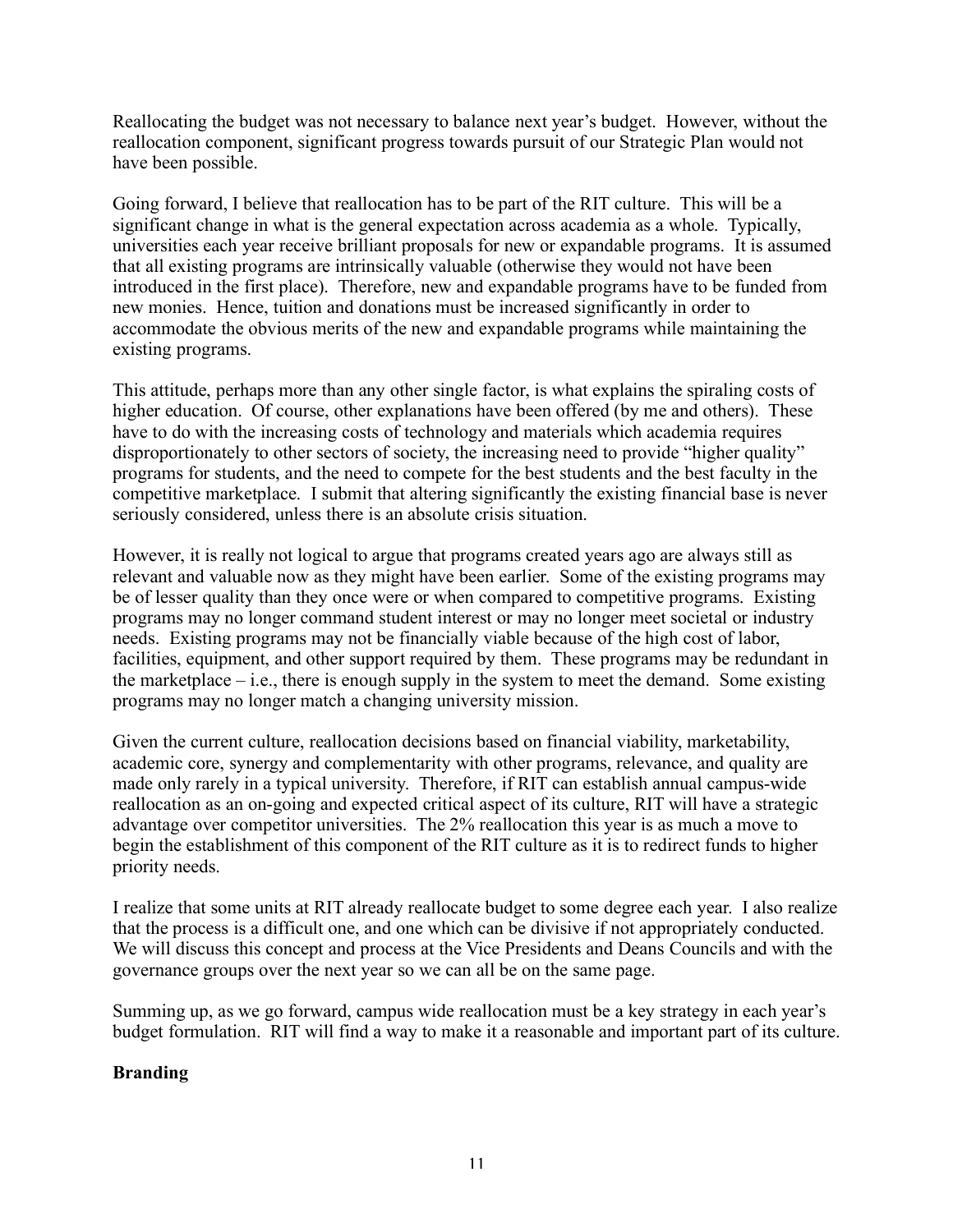Reallocating the budget was not necessary to balance next year's budget. However, without the reallocation component, significant progress towards pursuit of our Strategic Plan would not have been possible.

Going forward, I believe that reallocation has to be part of the RIT culture. This will be a significant change in what is the general expectation across academia as a whole. Typically, universities each year receive brilliant proposals for new or expandable programs. It is assumed that all existing programs are intrinsically valuable (otherwise they would not have been introduced in the first place). Therefore, new and expandable programs have to be funded from new monies. Hence, tuition and donations must be increased significantly in order to accommodate the obvious merits of the new and expandable programs while maintaining the existing programs.

This attitude, perhaps more than any other single factor, is what explains the spiraling costs of higher education. Of course, other explanations have been offered (by me and others). These have to do with the increasing costs of technology and materials which academia requires disproportionately to other sectors of society, the increasing need to provide "higher quality" programs for students, and the need to compete for the best students and the best faculty in the competitive marketplace. I submit that altering significantly the existing financial base is never seriously considered, unless there is an absolute crisis situation.

However, it is really not logical to argue that programs created years ago are always still as relevant and valuable now as they might have been earlier. Some of the existing programs may be of lesser quality than they once were or when compared to competitive programs. Existing programs may no longer command student interest or may no longer meet societal or industry needs. Existing programs may not be financially viable because of the high cost of labor, facilities, equipment, and other support required by them. These programs may be redundant in the marketplace – i.e., there is enough supply in the system to meet the demand. Some existing programs may no longer match a changing university mission.

Given the current culture, reallocation decisions based on financial viability, marketability, academic core, synergy and complementarity with other programs, relevance, and quality are made only rarely in a typical university. Therefore, if RIT can establish annual campus-wide reallocation as an on-going and expected critical aspect of its culture, RIT will have a strategic advantage over competitor universities. The 2% reallocation this year is as much a move to begin the establishment of this component of the RIT culture as it is to redirect funds to higher priority needs.

I realize that some units at RIT already reallocate budget to some degree each year. I also realize that the process is a difficult one, and one which can be divisive if not appropriately conducted. We will discuss this concept and process at the Vice Presidents and Deans Councils and with the governance groups over the next year so we can all be on the same page.

Summing up, as we go forward, campus wide reallocation must be a key strategy in each year's budget formulation. RIT will find a way to make it a reasonable and important part of its culture.

**Branding**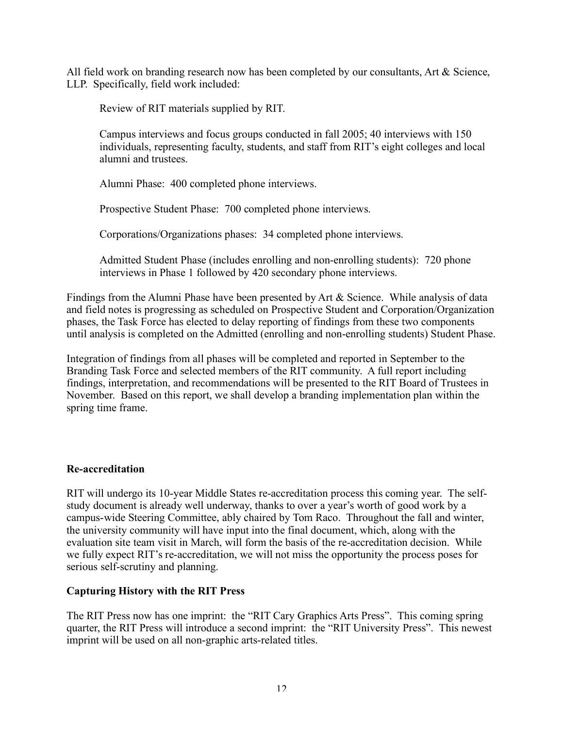All field work on branding research now has been completed by our consultants, Art & Science, LLP. Specifically, field work included:

Review of RIT materials supplied by RIT.

Campus interviews and focus groups conducted in fall 2005; 40 interviews with 150 individuals, representing faculty, students, and staff from RIT's eight colleges and local alumni and trustees.

Alumni Phase: 400 completed phone interviews.

Prospective Student Phase: 700 completed phone interviews.

Corporations/Organizations phases: 34 completed phone interviews.

Admitted Student Phase (includes enrolling and non-enrolling students): 720 phone interviews in Phase 1 followed by 420 secondary phone interviews.

Findings from the Alumni Phase have been presented by Art & Science. While analysis of data and field notes is progressing as scheduled on Prospective Student and Corporation/Organization phases, the Task Force has elected to delay reporting of findings from these two components until analysis is completed on the Admitted (enrolling and non-enrolling students) Student Phase.

Integration of findings from all phases will be completed and reported in September to the Branding Task Force and selected members of the RIT community. A full report including findings, interpretation, and recommendations will be presented to the RIT Board of Trustees in November. Based on this report, we shall develop a branding implementation plan within the spring time frame.

**Re-accreditation**

RIT will undergo its 10-year Middle States re-accreditation process this coming year. The self-study document is already well underway, thanks to over a year's worth of good work by a campus-wide Steering Committee, ably chaired by Tom Raco. Throughout the fall and winter, the university community will have input into the final document, which, along with the evaluation site team visit in March, will form the basis of the re-accreditation decision. While we fully expect RIT's re-accreditation, we will not miss the opportunity the process poses for serious self-scrutiny and planning.

**Capturing History with the RIT Press**

The RIT Press now has one imprint: the "RIT Cary Graphics Arts Press". This coming spring quarter, the RIT Press will introduce a second imprint: the "RIT University Press". This newest imprint will be used on all non-graphic arts-related titles.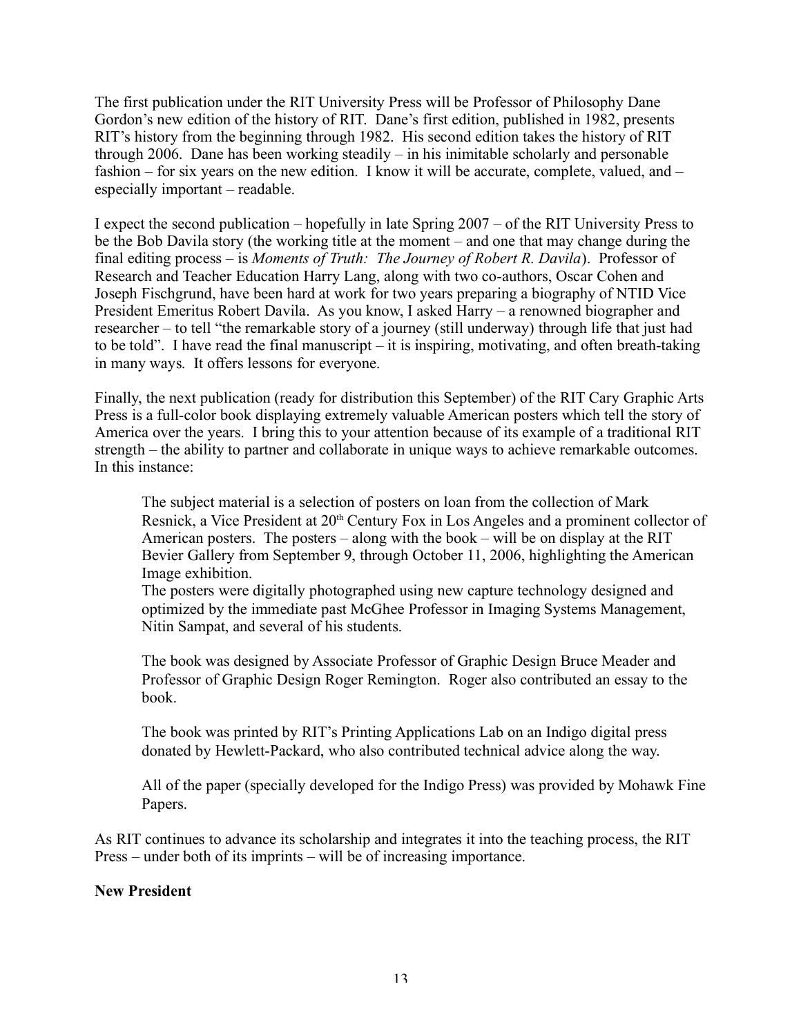The first publication under the RIT University Press will be Professor of Philosophy Dane Gordon's new edition of the history of RIT. Dane's first edition, published in 1982, presents RIT's history from the beginning through 1982. His second edition takes the history of RIT through 2006. Dane has been working steadily – in his inimitable scholarly and personable fashion – for six years on the new edition. I know it will be accurate, complete, valued, and – especially important – readable.

I expect the second publication – hopefully in late Spring 2007 – of the RIT University Press to be the Bob Davila story (the working title at the moment – and one that may change during the final editing process – is *Moments of Truth: The Journey of Robert R. Davila*). Professor of Research and Teacher Education Harry Lang, along with two co-authors, Oscar Cohen and Joseph Fischgrund, have been hard at work for two years preparing a biography of NTID Vice President Emeritus Robert Davila. As you know, I asked Harry – a renowned biographer and researcher – to tell "the remarkable story of a journey (still underway) through life that just had to be told". I have read the final manuscript – it is inspiring, motivating, and often breath-taking in many ways. It offers lessons for everyone.

Finally, the next publication (ready for distribution this September) of the RIT Cary Graphic Arts Press is a full-color book displaying extremely valuable American posters which tell the story of America over the years. I bring this to your attention because of its example of a traditional RIT strength – the ability to partner and collaborate in unique ways to achieve remarkable outcomes. In this instance:

> The subject material is a selection of posters on loan from the collection of Mark Resnick, a Vice President at 20th Century Fox in Los Angeles and a prominent collector of American posters. The posters – along with the book – will be on display at the RIT Bevier Gallery from September 9, through October 11, 2006, highlighting the American Image exhibition.
> The posters were digitally photographed using new capture technology designed and optimized by the immediate past McGhee Professor in Imaging Systems Management, Nitin Sampat, and several of his students.
>
> The book was designed by Associate Professor of Graphic Design Bruce Meader and Professor of Graphic Design Roger Remington. Roger also contributed an essay to the book.
>
> The book was printed by RIT's Printing Applications Lab on an Indigo digital press donated by Hewlett-Packard, who also contributed technical advice along the way.
>
> All of the paper (specially developed for the Indigo Press) was provided by Mohawk Fine Papers.

As RIT continues to advance its scholarship and integrates it into the teaching process, the RIT Press – under both of its imprints – will be of increasing importance.

**New President**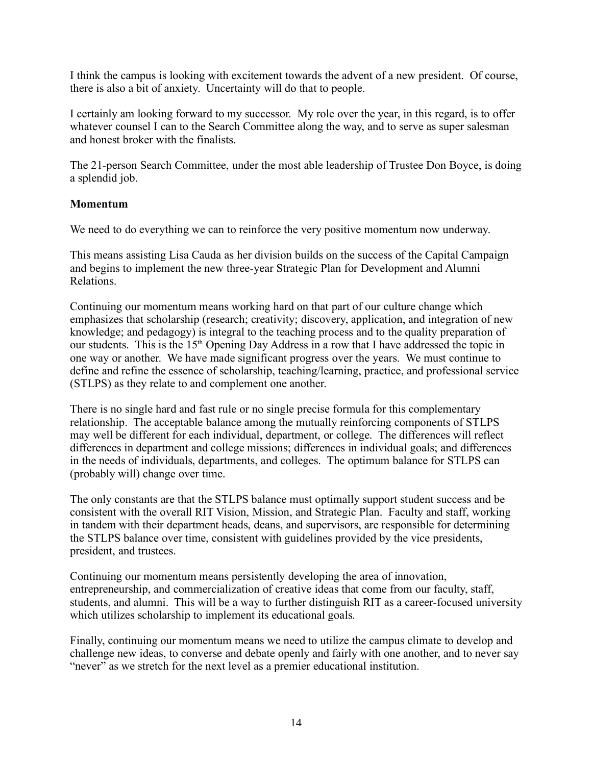I think the campus is looking with excitement towards the advent of a new president. Of course, there is also a bit of anxiety. Uncertainty will do that to people.

I certainly am looking forward to my successor. My role over the year, in this regard, is to offer whatever counsel I can to the Search Committee along the way, and to serve as super salesman and honest broker with the finalists.

The 21-person Search Committee, under the most able leadership of Trustee Don Boyce, is doing a splendid job.

**Momentum**

We need to do everything we can to reinforce the very positive momentum now underway.

This means assisting Lisa Cauda as her division builds on the success of the Capital Campaign and begins to implement the new three-year Strategic Plan for Development and Alumni Relations.

Continuing our momentum means working hard on that part of our culture change which emphasizes that scholarship (research; creativity; discovery, application, and integration of new knowledge; and pedagogy) is integral to the teaching process and to the quality preparation of our students. This is the 15th Opening Day Address in a row that I have addressed the topic in one way or another. We have made significant progress over the years. We must continue to define and refine the essence of scholarship, teaching/learning, practice, and professional service (STLPS) as they relate to and complement one another.

There is no single hard and fast rule or no single precise formula for this complementary relationship. The acceptable balance among the mutually reinforcing components of STLPS may well be different for each individual, department, or college. The differences will reflect differences in department and college missions; differences in individual goals; and differences in the needs of individuals, departments, and colleges. The optimum balance for STLPS can (probably will) change over time.

The only constants are that the STLPS balance must optimally support student success and be consistent with the overall RIT Vision, Mission, and Strategic Plan. Faculty and staff, working in tandem with their department heads, deans, and supervisors, are responsible for determining the STLPS balance over time, consistent with guidelines provided by the vice presidents, president, and trustees.

Continuing our momentum means persistently developing the area of innovation, entrepreneurship, and commercialization of creative ideas that come from our faculty, staff, students, and alumni. This will be a way to further distinguish RIT as a career-focused university which utilizes scholarship to implement its educational goals.

Finally, continuing our momentum means we need to utilize the campus climate to develop and challenge new ideas, to converse and debate openly and fairly with one another, and to never say "never" as we stretch for the next level as a premier educational institution.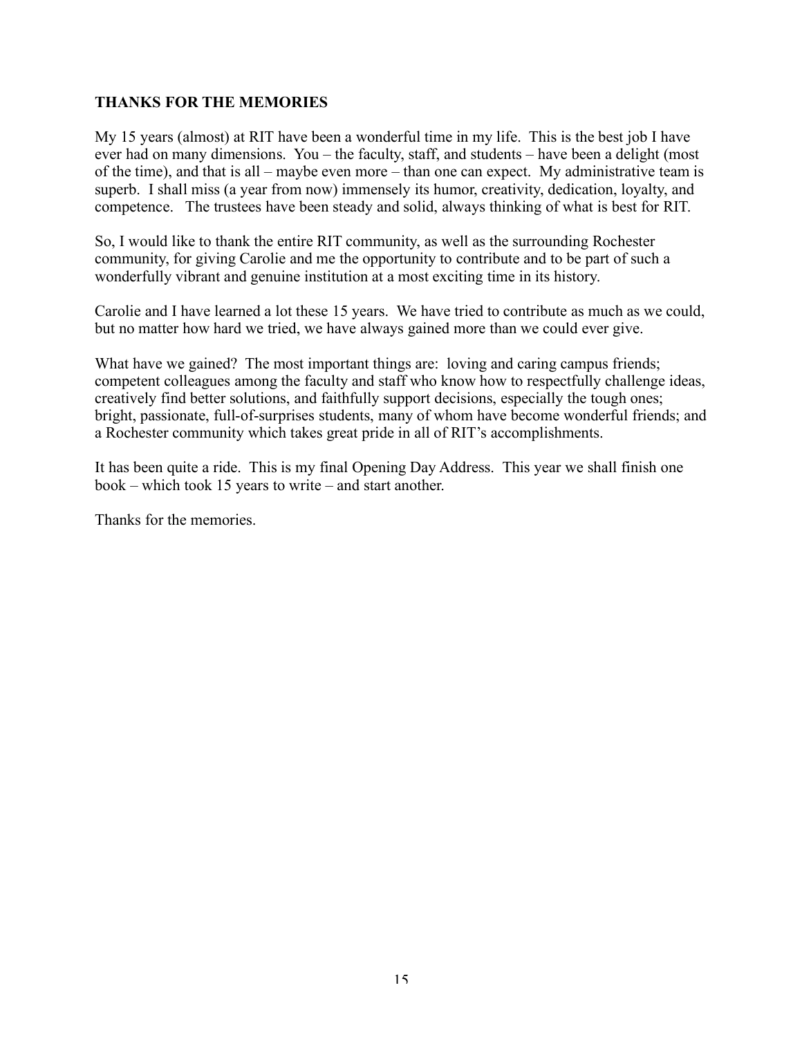## THANKS FOR THE MEMORIES

My 15 years (almost) at RIT have been a wonderful time in my life. This is the best job I have ever had on many dimensions. You – the faculty, staff, and students – have been a delight (most of the time), and that is all – maybe even more – than one can expect. My administrative team is superb. I shall miss (a year from now) immensely its humor, creativity, dedication, loyalty, and competence. The trustees have been steady and solid, always thinking of what is best for RIT.

So, I would like to thank the entire RIT community, as well as the surrounding Rochester community, for giving Carolie and me the opportunity to contribute and to be part of such a wonderfully vibrant and genuine institution at a most exciting time in its history.

Carolie and I have learned a lot these 15 years. We have tried to contribute as much as we could, but no matter how hard we tried, we have always gained more than we could ever give.

What have we gained? The most important things are: loving and caring campus friends; competent colleagues among the faculty and staff who know how to respectfully challenge ideas, creatively find better solutions, and faithfully support decisions, especially the tough ones; bright, passionate, full-of-surprises students, many of whom have become wonderful friends; and a Rochester community which takes great pride in all of RIT's accomplishments.

It has been quite a ride. This is my final Opening Day Address. This year we shall finish one book – which took 15 years to write – and start another.

Thanks for the memories.